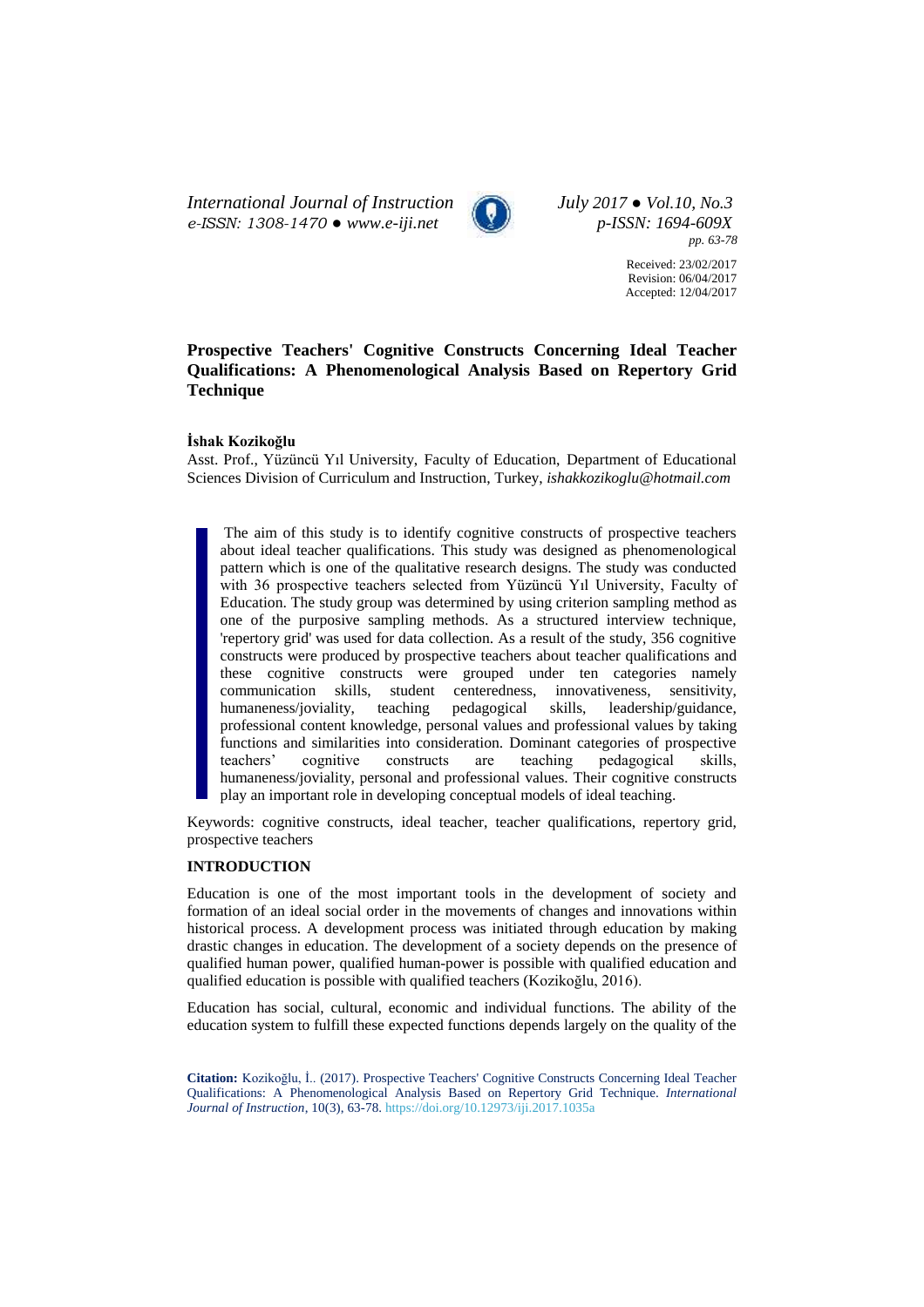Received: 23/02/2017
Revision: 06/04/2017
Accepted: 12/04/2017

# Prospective Teachers' Cognitive Constructs Concerning Ideal Teacher Qualifications: A Phenomenological Analysis Based on Repertory Grid Technique

**İshak Kozikoğlu**

Asst. Prof., Yüzüncü Yıl University, Faculty of Education, Department of Educational Sciences Division of Curriculum and Instruction, Turkey, *ishakkozikoglu@hotmail.com*

The aim of this study is to identify cognitive constructs of prospective teachers about ideal teacher qualifications. This study was designed as phenomenological pattern which is one of the qualitative research designs. The study was conducted with 36 prospective teachers selected from Yüzüncü Yıl University, Faculty of Education. The study group was determined by using criterion sampling method as one of the purposive sampling methods. As a structured interview technique, 'repertory grid' was used for data collection. As a result of the study, 356 cognitive constructs were produced by prospective teachers about teacher qualifications and these cognitive constructs were grouped under ten categories namely communication skills, student centeredness, innovativeness, sensitivity, humaneness/joviality, teaching pedagogical skills, leadership/guidance, professional content knowledge, personal values and professional values by taking functions and similarities into consideration. Dominant categories of prospective teachers' cognitive constructs are teaching pedagogical skills, humaneness/joviality, personal and professional values. Their cognitive constructs play an important role in developing conceptual models of ideal teaching.

Keywords: cognitive constructs, ideal teacher, teacher qualifications, repertory grid, prospective teachers

## INTRODUCTION

Education is one of the most important tools in the development of society and formation of an ideal social order in the movements of changes and innovations within historical process. A development process was initiated through education by making drastic changes in education. The development of a society depends on the presence of qualified human power, qualified human-power is possible with qualified education and qualified education is possible with qualified teachers (Kozikoğlu, 2016).

Education has social, cultural, economic and individual functions. The ability of the education system to fulfill these expected functions depends largely on the quality of the

**Citation:** Kozikoğlu, İ.. (2017). Prospective Teachers' Cognitive Constructs Concerning Ideal Teacher Qualifications: A Phenomenological Analysis Based on Repertory Grid Technique. *International Journal of Instruction*, 10(3), 63-78. https://doi.org/10.12973/iji.2017.1035a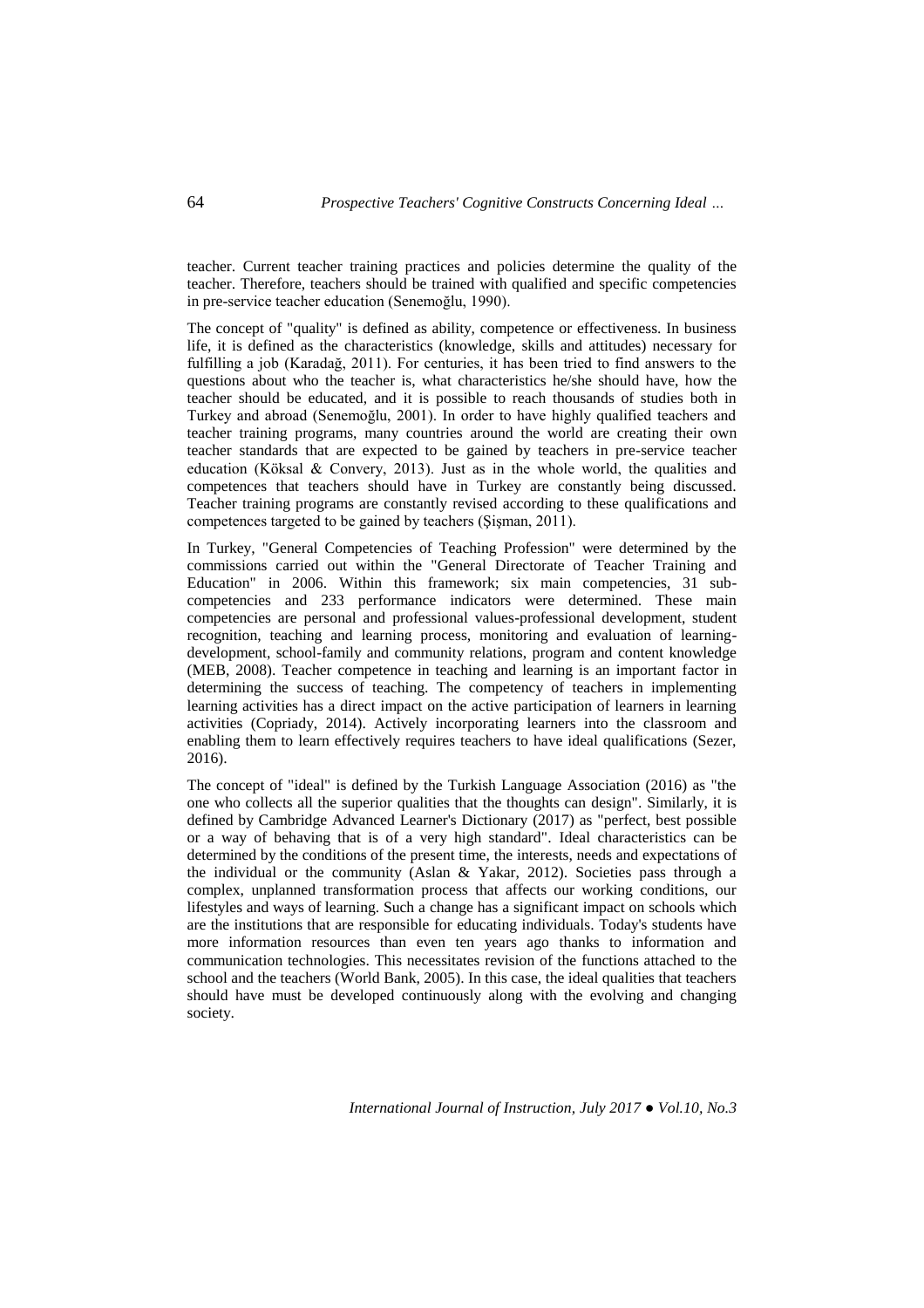teacher. Current teacher training practices and policies determine the quality of the teacher. Therefore, teachers should be trained with qualified and specific competencies in pre-service teacher education (Senemoğlu, 1990).

The concept of "quality" is defined as ability, competence or effectiveness. In business life, it is defined as the characteristics (knowledge, skills and attitudes) necessary for fulfilling a job (Karadağ, 2011). For centuries, it has been tried to find answers to the questions about who the teacher is, what characteristics he/she should have, how the teacher should be educated, and it is possible to reach thousands of studies both in Turkey and abroad (Senemoğlu, 2001). In order to have highly qualified teachers and teacher training programs, many countries around the world are creating their own teacher standards that are expected to be gained by teachers in pre-service teacher education (Köksal & Convery, 2013). Just as in the whole world, the qualities and competences that teachers should have in Turkey are constantly being discussed. Teacher training programs are constantly revised according to these qualifications and competences targeted to be gained by teachers (Şişman, 2011).

In Turkey, "General Competencies of Teaching Profession" were determined by the commissions carried out within the "General Directorate of Teacher Training and Education" in 2006. Within this framework; six main competencies, 31 sub-competencies and 233 performance indicators were determined. These main competencies are personal and professional values-professional development, student recognition, teaching and learning process, monitoring and evaluation of learning-development, school-family and community relations, program and content knowledge (MEB, 2008). Teacher competence in teaching and learning is an important factor in determining the success of teaching. The competency of teachers in implementing learning activities has a direct impact on the active participation of learners in learning activities (Copriady, 2014). Actively incorporating learners into the classroom and enabling them to learn effectively requires teachers to have ideal qualifications (Sezer, 2016).

The concept of "ideal" is defined by the Turkish Language Association (2016) as "the one who collects all the superior qualities that the thoughts can design". Similarly, it is defined by Cambridge Advanced Learner's Dictionary (2017) as "perfect, best possible or a way of behaving that is of a very high standard". Ideal characteristics can be determined by the conditions of the present time, the interests, needs and expectations of the individual or the community (Aslan & Yakar, 2012). Societies pass through a complex, unplanned transformation process that affects our working conditions, our lifestyles and ways of learning. Such a change has a significant impact on schools which are the institutions that are responsible for educating individuals. Today's students have more information resources than even ten years ago thanks to information and communication technologies. This necessitates revision of the functions attached to the school and the teachers (World Bank, 2005). In this case, the ideal qualities that teachers should have must be developed continuously along with the evolving and changing society.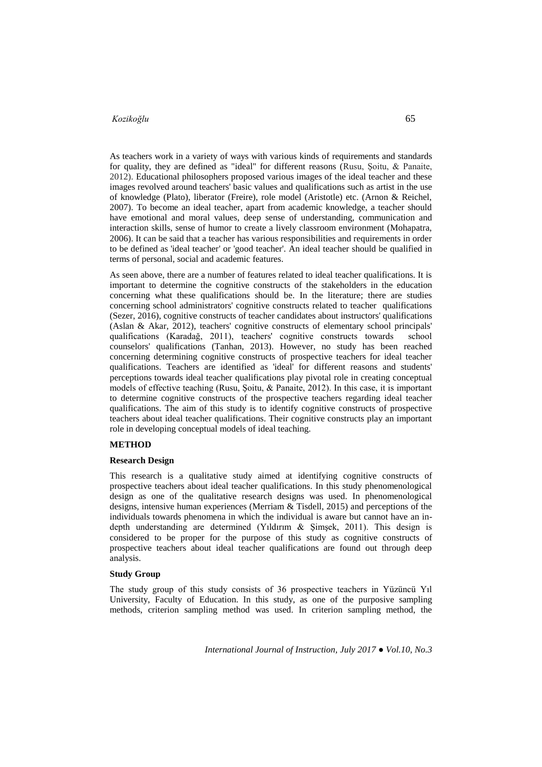As teachers work in a variety of ways with various kinds of requirements and standards for quality, they are defined as "ideal" for different reasons (Rusu, Şoitu, & Panaite, 2012). Educational philosophers proposed various images of the ideal teacher and these images revolved around teachers' basic values and qualifications such as artist in the use of knowledge (Plato), liberator (Freire), role model (Aristotle) etc. (Arnon & Reichel, 2007). To become an ideal teacher, apart from academic knowledge, a teacher should have emotional and moral values, deep sense of understanding, communication and interaction skills, sense of humor to create a lively classroom environment (Mohapatra, 2006). It can be said that a teacher has various responsibilities and requirements in order to be defined as 'ideal teacher' or 'good teacher'. An ideal teacher should be qualified in terms of personal, social and academic features.

As seen above, there are a number of features related to ideal teacher qualifications. It is important to determine the cognitive constructs of the stakeholders in the education concerning what these qualifications should be. In the literature; there are studies concerning school administrators' cognitive constructs related to teacher qualifications (Sezer, 2016), cognitive constructs of teacher candidates about instructors' qualifications (Aslan & Akar, 2012), teachers' cognitive constructs of elementary school principals' qualifications (Karadağ, 2011), teachers' cognitive constructs towards school counselors' qualifications (Tanhan, 2013). However, no study has been reached concerning determining cognitive constructs of prospective teachers for ideal teacher qualifications. Teachers are identified as 'ideal' for different reasons and students' perceptions towards ideal teacher qualifications play pivotal role in creating conceptual models of effective teaching (Rusu, Şoitu, & Panaite, 2012). In this case, it is important to determine cognitive constructs of the prospective teachers regarding ideal teacher qualifications. The aim of this study is to identify cognitive constructs of prospective teachers about ideal teacher qualifications. Their cognitive constructs play an important role in developing conceptual models of ideal teaching.

## METHOD

### Research Design

This research is a qualitative study aimed at identifying cognitive constructs of prospective teachers about ideal teacher qualifications. In this study phenomenological design as one of the qualitative research designs was used. In phenomenological designs, intensive human experiences (Merriam & Tisdell, 2015) and perceptions of the individuals towards phenomena in which the individual is aware but cannot have an in-depth understanding are determined (Yıldırım & Şimşek, 2011). This design is considered to be proper for the purpose of this study as cognitive constructs of prospective teachers about ideal teacher qualifications are found out through deep analysis.

### Study Group

The study group of this study consists of 36 prospective teachers in Yüzüncü Yıl University, Faculty of Education. In this study, as one of the purposive sampling methods, criterion sampling method was used. In criterion sampling method, the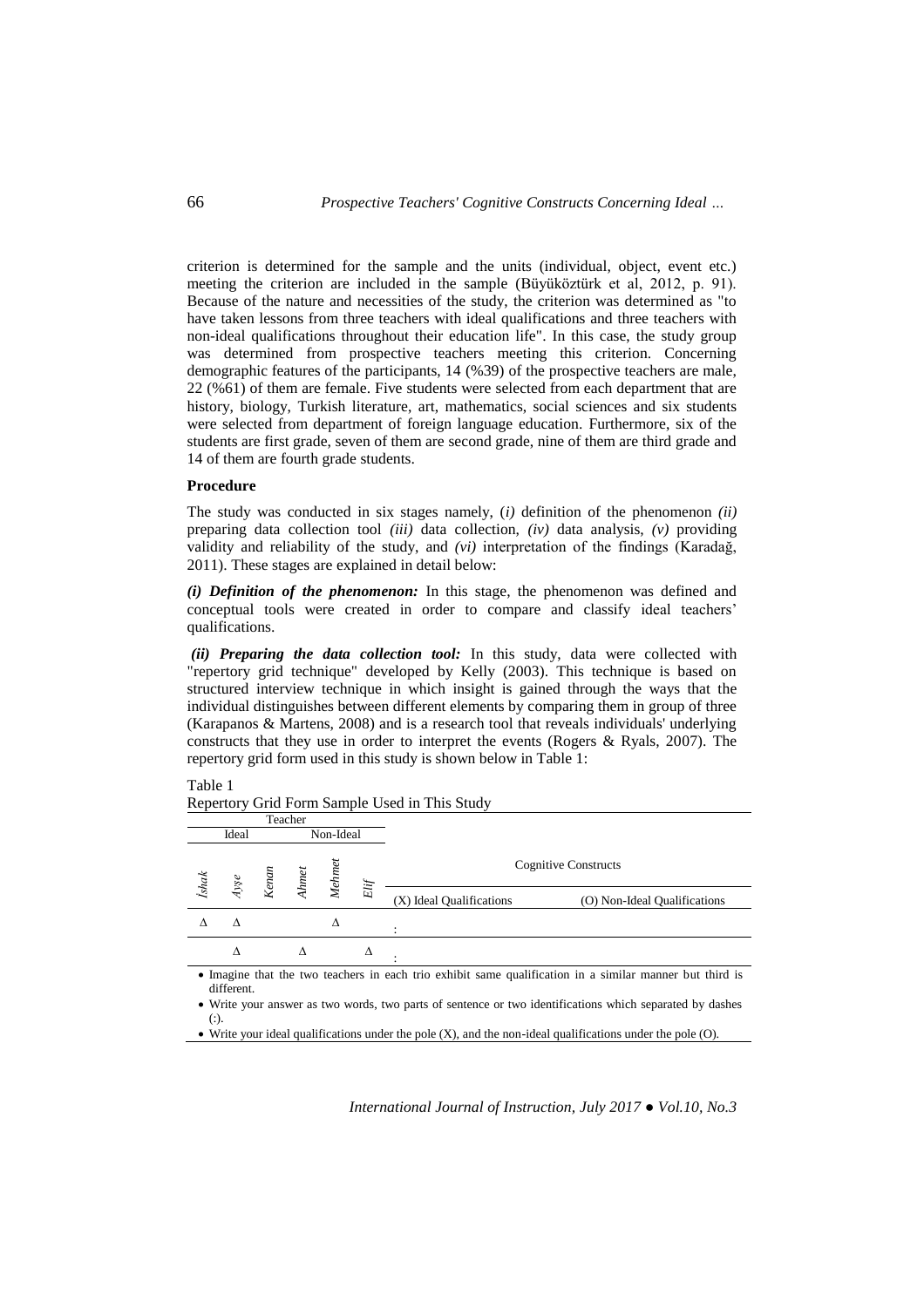criterion is determined for the sample and the units (individual, object, event etc.) meeting the criterion are included in the sample (Büyüköztürk et al, 2012, p. 91). Because of the nature and necessities of the study, the criterion was determined as "to have taken lessons from three teachers with ideal qualifications and three teachers with non-ideal qualifications throughout their education life". In this case, the study group was determined from prospective teachers meeting this criterion. Concerning demographic features of the participants, 14 (%39) of the prospective teachers are male, 22 (%61) of them are female. Five students were selected from each department that are history, biology, Turkish literature, art, mathematics, social sciences and six students were selected from department of foreign language education. Furthermore, six of the students are first grade, seven of them are second grade, nine of them are third grade and 14 of them are fourth grade students.

**Procedure**

The study was conducted in six stages namely, (*i*) definition of the phenomenon *(ii)* preparing data collection tool *(iii)* data collection, *(iv)* data analysis, *(v)* providing validity and reliability of the study, and *(vi)* interpretation of the findings (Karadağ, 2011). These stages are explained in detail below:

***(i) Definition of the phenomenon:*** In this stage, the phenomenon was defined and conceptual tools were created in order to compare and classify ideal teachers' qualifications.

***(ii) Preparing the data collection tool:*** In this study, data were collected with "repertory grid technique" developed by Kelly (2003). This technique is based on structured interview technique in which insight is gained through the ways that the individual distinguishes between different elements by comparing them in group of three (Karapanos & Martens, 2008) and is a research tool that reveals individuals' underlying constructs that they use in order to interpret the events (Rogers & Ryals, 2007). The repertory grid form used in this study is shown below in Table 1:

Table 1
Repertory Grid Form Sample Used in This Study

| Teacher | | | | | | Cognitive Constructs | |
|---|---|---|---|---|---|---|---|
| Ideal | | | Non-Ideal | | | | |
| *İshak* | *Ayşe* | *Kenan* | *Ahmet* | *Mehmet* | *Elif* | (X) Ideal Qualifications | (O) Non-Ideal Qualifications |
| Δ | Δ | | | Δ | | : | |
| | Δ | | Δ | | Δ | : | |

- Imagine that the two teachers in each trio exhibit same qualification in a similar manner but third is different.
- Write your answer as two words, two parts of sentence or two identifications which separated by dashes (:).
- Write your ideal qualifications under the pole (X), and the non-ideal qualifications under the pole (O).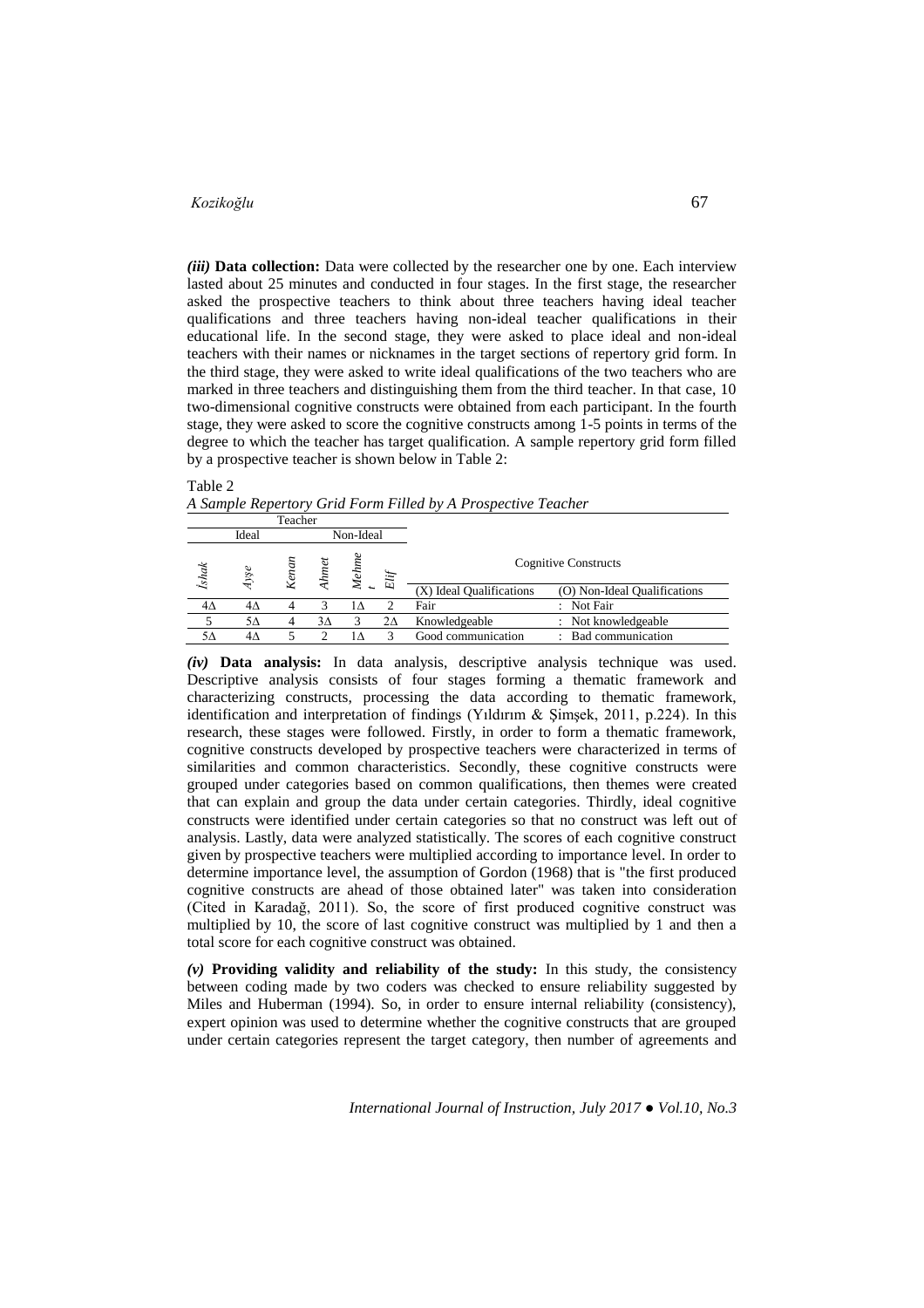*(iii)* **Data collection:** Data were collected by the researcher one by one. Each interview lasted about 25 minutes and conducted in four stages. In the first stage, the researcher asked the prospective teachers to think about three teachers having ideal teacher qualifications and three teachers having non-ideal teacher qualifications in their educational life. In the second stage, they were asked to place ideal and non-ideal teachers with their names or nicknames in the target sections of repertory grid form. In the third stage, they were asked to write ideal qualifications of the two teachers who are marked in three teachers and distinguishing them from the third teacher. In that case, 10 two-dimensional cognitive constructs were obtained from each participant. In the fourth stage, they were asked to score the cognitive constructs among 1-5 points in terms of the degree to which the teacher has target qualification. A sample repertory grid form filled by a prospective teacher is shown below in Table 2:

Table 2

*A Sample Repertory Grid Form Filled by A Prospective Teacher*

| Teacher | | | | | | Cognitive Constructs | |
|---|---|---|---|---|---|---|---|
| Ideal | | | Non-Ideal | | | | |
| *İshak* | *Ayşe* | *Kenan* | *Ahmet* | *Mehmet* | *Elif* | (X) Ideal Qualifications | (O) Non-Ideal Qualifications |
| 4Δ | 4Δ | 4 | 3 | 1Δ | 2 | Fair | : Not Fair |
| 5 | 5Δ | 4 | 3Δ | 3 | 2Δ | Knowledgeable | : Not knowledgeable |
| 5Δ | 4Δ | 5 | 2 | 1Δ | 3 | Good communication | : Bad communication |

*(iv)* **Data analysis:** In data analysis, descriptive analysis technique was used. Descriptive analysis consists of four stages forming a thematic framework and characterizing constructs, processing the data according to thematic framework, identification and interpretation of findings (Yıldırım & Şimşek, 2011, p.224). In this research, these stages were followed. Firstly, in order to form a thematic framework, cognitive constructs developed by prospective teachers were characterized in terms of similarities and common characteristics. Secondly, these cognitive constructs were grouped under categories based on common qualifications, then themes were created that can explain and group the data under certain categories. Thirdly, ideal cognitive constructs were identified under certain categories so that no construct was left out of analysis. Lastly, data were analyzed statistically. The scores of each cognitive construct given by prospective teachers were multiplied according to importance level. In order to determine importance level, the assumption of Gordon (1968) that is "the first produced cognitive constructs are ahead of those obtained later" was taken into consideration (Cited in Karadağ, 2011). So, the score of first produced cognitive construct was multiplied by 10, the score of last cognitive construct was multiplied by 1 and then a total score for each cognitive construct was obtained.

*(v)* **Providing validity and reliability of the study:** In this study, the consistency between coding made by two coders was checked to ensure reliability suggested by Miles and Huberman (1994). So, in order to ensure internal reliability (consistency), expert opinion was used to determine whether the cognitive constructs that are grouped under certain categories represent the target category, then number of agreements and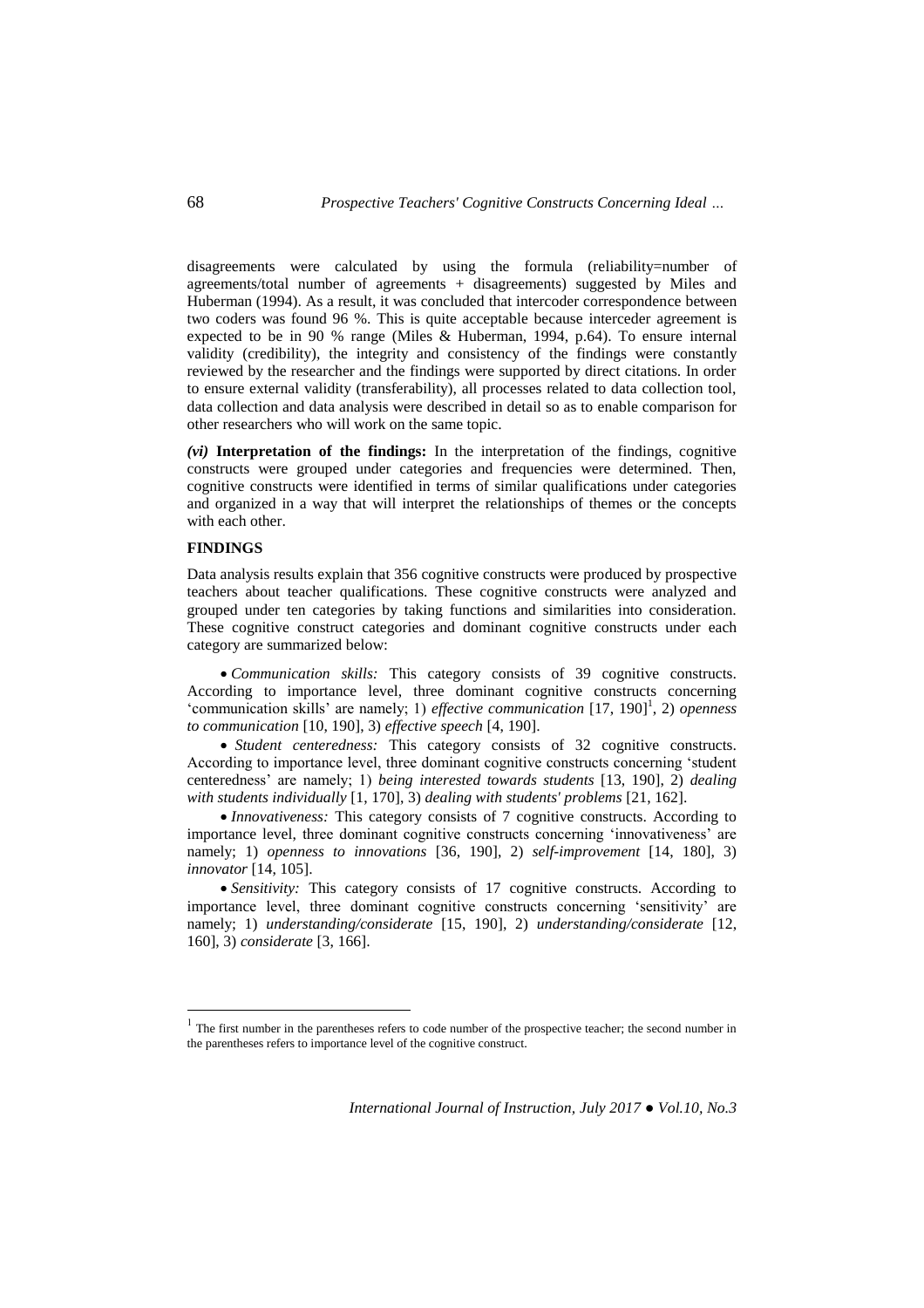disagreements were calculated by using the formula (reliability=number of agreements/total number of agreements + disagreements) suggested by Miles and Huberman (1994). As a result, it was concluded that intercoder correspondence between two coders was found 96 %. This is quite acceptable because interceder agreement is expected to be in 90 % range (Miles & Huberman, 1994, p.64). To ensure internal validity (credibility), the integrity and consistency of the findings were constantly reviewed by the researcher and the findings were supported by direct citations. In order to ensure external validity (transferability), all processes related to data collection tool, data collection and data analysis were described in detail so as to enable comparison for other researchers who will work on the same topic.

***(vi)* Interpretation of the findings:** In the interpretation of the findings, cognitive constructs were grouped under categories and frequencies were determined. Then, cognitive constructs were identified in terms of similar qualifications under categories and organized in a way that will interpret the relationships of themes or the concepts with each other.

## FINDINGS

Data analysis results explain that 356 cognitive constructs were produced by prospective teachers about teacher qualifications. These cognitive constructs were analyzed and grouped under ten categories by taking functions and similarities into consideration. These cognitive construct categories and dominant cognitive constructs under each category are summarized below:

- *Communication skills:* This category consists of 39 cognitive constructs. According to importance level, three dominant cognitive constructs concerning 'communication skills' are namely; 1) *effective communication* [17, 190][1], 2) *openness to communication* [10, 190], 3) *effective speech* [4, 190].
- *Student centeredness:* This category consists of 32 cognitive constructs. According to importance level, three dominant cognitive constructs concerning 'student centeredness' are namely; 1) *being interested towards students* [13, 190], 2) *dealing with students individually* [1, 170], 3) *dealing with students' problems* [21, 162].
- *Innovativeness:* This category consists of 7 cognitive constructs. According to importance level, three dominant cognitive constructs concerning 'innovativeness' are namely; 1) *openness to innovations* [36, 190], 2) *self-improvement* [14, 180], 3) *innovator* [14, 105].
- *Sensitivity:* This category consists of 17 cognitive constructs. According to importance level, three dominant cognitive constructs concerning 'sensitivity' are namely; 1) *understanding/considerate* [15, 190], 2) *understanding/considerate* [12, 160], 3) *considerate* [3, 166].

[1] The first number in the parentheses refers to code number of the prospective teacher; the second number in the parentheses refers to importance level of the cognitive construct.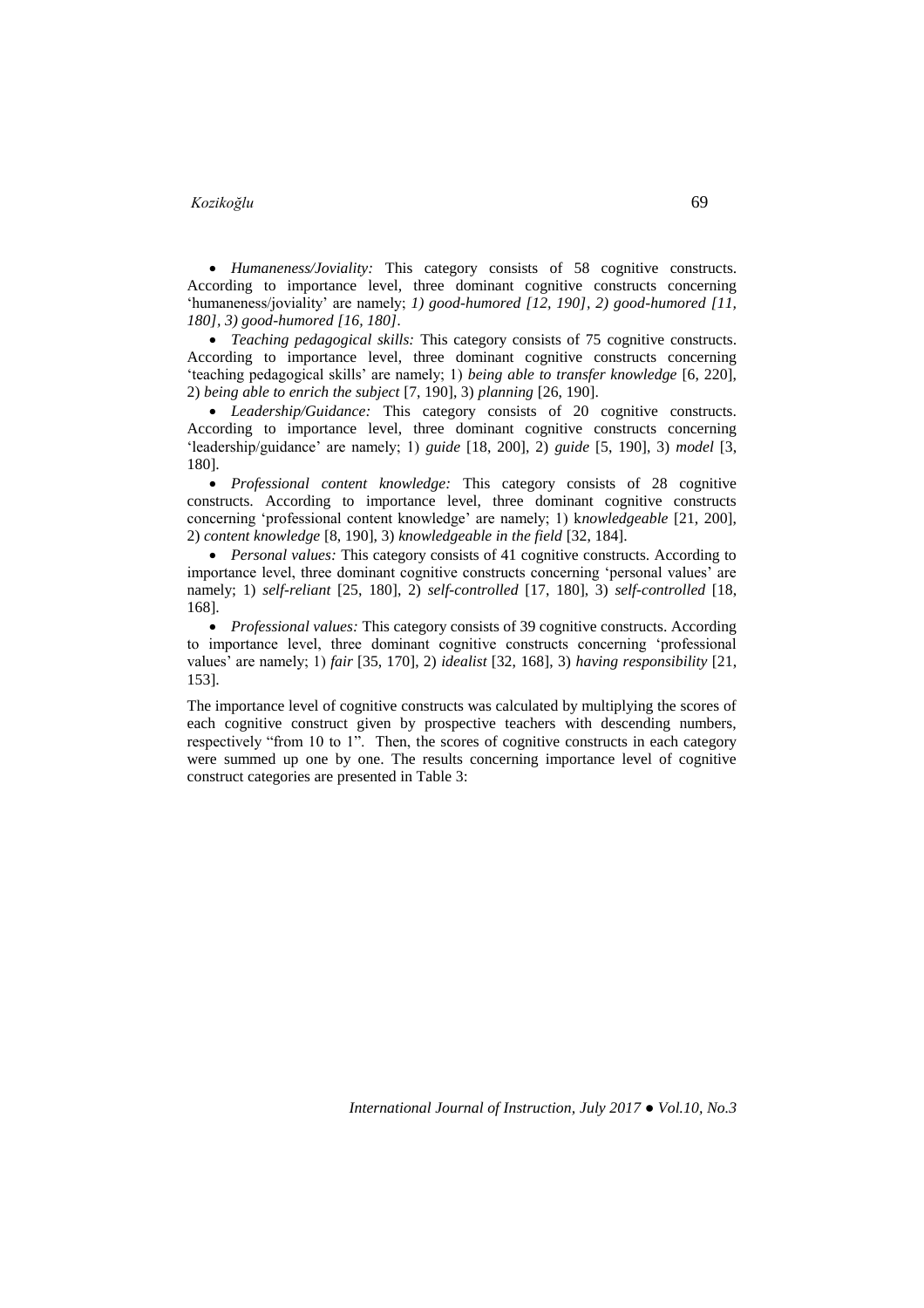- *Humaneness/Joviality:* This category consists of 58 cognitive constructs. According to importance level, three dominant cognitive constructs concerning 'humaneness/joviality' are namely; *1) good-humored [12, 190], 2) good-humored [11, 180], 3) good-humored [16, 180].*
- *Teaching pedagogical skills:* This category consists of 75 cognitive constructs. According to importance level, three dominant cognitive constructs concerning 'teaching pedagogical skills' are namely; 1) *being able to transfer knowledge* [6, 220], 2) *being able to enrich the subject* [7, 190], 3) *planning* [26, 190].
- *Leadership/Guidance:* This category consists of 20 cognitive constructs. According to importance level, three dominant cognitive constructs concerning 'leadership/guidance' are namely; 1) *guide* [18, 200], 2) *guide* [5, 190], 3) *model* [3, 180].
- *Professional content knowledge:* This category consists of 28 cognitive constructs. According to importance level, three dominant cognitive constructs concerning 'professional content knowledge' are namely; 1) k*nowledgeable* [21, 200], 2) *content knowledge* [8, 190], 3) *knowledgeable in the field* [32, 184].
- *Personal values:* This category consists of 41 cognitive constructs. According to importance level, three dominant cognitive constructs concerning 'personal values' are namely; 1) *self-reliant* [25, 180], 2) *self-controlled* [17, 180], 3) *self-controlled* [18, 168].
- *Professional values:* This category consists of 39 cognitive constructs. According to importance level, three dominant cognitive constructs concerning 'professional values' are namely; 1) *fair* [35, 170], 2) *idealist* [32, 168], 3) *having responsibility* [21, 153].

The importance level of cognitive constructs was calculated by multiplying the scores of each cognitive construct given by prospective teachers with descending numbers, respectively "from 10 to 1". Then, the scores of cognitive constructs in each category were summed up one by one. The results concerning importance level of cognitive construct categories are presented in Table 3: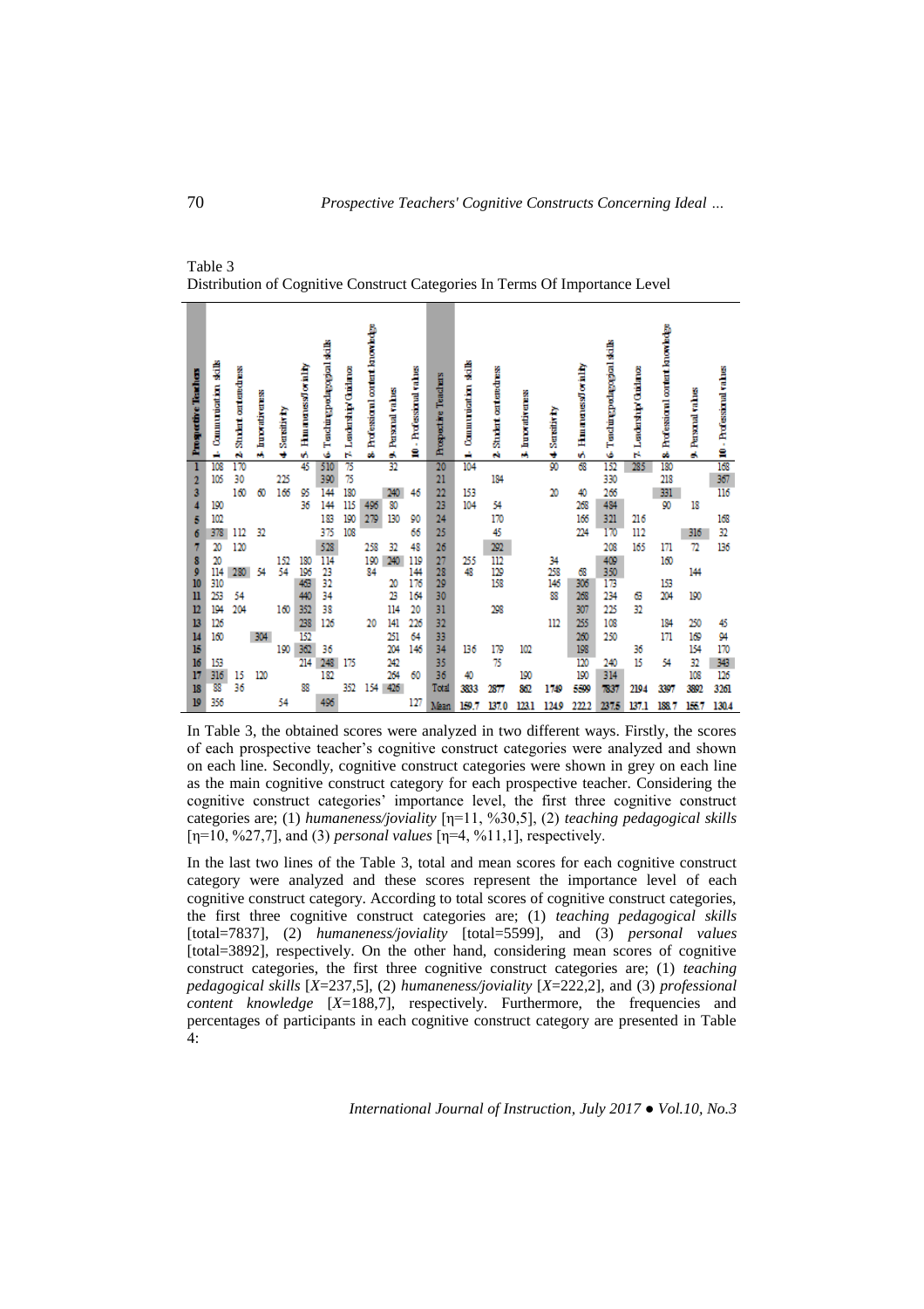Table 3
Distribution of Cognitive Construct Categories In Terms Of Importance Level

| Prospective Teachers | 1- Communication skills | 2- Student centeredness | 3- Innovativeness | 4- Sensitivity | 5- Humaneness/Joviality | 6- Teaching pedagogical skills | 7- Leadership/ Guidance | 8- Professional content knowledge | 9- Personal values | 10 - Professional values | Prospective Teachers | 1- Communication skills | 2- Student centeredness | 3- Innovativeness | 4- Sensitivity | 5- Humaneness/Joviality | 6- Teaching pedagogical skills | 7- Leadership/ Guidance | 8- Professional content knowledge | 9- Personal values | 10 - Professional values |
|---|---|---|---|---|---|---|---|---|---|---|---|---|---|---|---|---|---|---|---|---|---|
| 1 | 108 | 170 | | | 45 | **510** | 75 | | 32 | | 20 | 104 | | | 90 | 68 | 152 | **285** | 180 | | 168 |
| 2 | 105 | 30 | | 225 | | 390 | 75 | | | | 21 | | 184 | | | | 330 | | 218 | | **367** |
| 3 | | 160 | 60 | 165 | 95 | 144 | 180 | | **240** | 46 | 22 | 153 | | | 20 | 40 | 266 | | **331** | | 116 |
| 4 | 190 | | | | 36 | 144 | 115 | **496** | 80 | | 23 | 104 | 54 | | | 268 | **484** | | 90 | 18 | |
| 5 | 102 | | | | | 183 | 190 | **279** | 130 | 90 | 24 | | 170 | | | 166 | **321** | 216 | | | 168 |
| 6 | **378** | 112 | 32 | | | 375 | 108 | | | 66 | 25 | | 45 | | | 224 | 170 | 112 | | **316** | 32 |
| 7 | 20 | 120 | | | | **528** | | 258 | 32 | 48 | 26 | | **292** | | | | 208 | 165 | 171 | 72 | 136 |
| 8 | 20 | | | 152 | 180 | 114 | | 190 | **240** | 119 | 27 | 255 | 112 | | 34 | | **409** | | 160 | | |
| 9 | 114 | **280** | 54 | 54 | 196 | 23 | | 84 | | 144 | 28 | 48 | 129 | | 258 | 68 | **350** | | | 144 | |
| 10 | 310 | | | | | **463** | 32 | | 20 | 176 | 29 | | 158 | | 145 | **306** | 173 | | 153 | | |
| 11 | 253 | 54 | | | | **440** | 34 | | 23 | 164 | 30 | | | | 88 | 268 | 234 | 63 | 204 | 190 | |
| 12 | 194 | 204 | | 160 | **352** | 38 | | | 114 | 20 | 31 | | 298 | | | 307 | 225 | 32 | | | |
| 13 | 126 | | | | **238** | 126 | | 20 | 141 | 226 | 32 | | | | 112 | 255 | 108 | | 184 | 250 | 45 |
| 14 | 160 | | **304** | | 152 | | | | 251 | 64 | 33 | | | | | 260 | 250 | | 171 | 169 | 94 |
| 15 | | | | 190 | **362** | 36 | | | 204 | 146 | 34 | 136 | 179 | 102 | | 198 | | 36 | 154 | | 170 |
| 16 | 153 | | | | 214 | **248** | 175 | | 242 | | 35 | | 75 | | | 120 | 240 | 15 | 54 | 32 | **343** |
| 17 | **316** | 15 | 120 | | 182 | | | | 264 | 60 | 36 | 40 | | 190 | | 190 | **314** | | | 108 | 126 |
| 18 | 88 | 36 | | | 88 | | 352 | 154 | **426** | | Total | 3833 | 2877 | 862 | 1749 | 5599 | 7837 | 2194 | 3397 | 3892 | 3261 |
| 19 | 356 | | | 54 | **496** | | | | | 127 | Mean | 159.7 | 137.0 | 123.1 | 124.9 | 222.2 | 237.5 | 137.1 | 188.7 | 155.7 | 130.4 |

In Table 3, the obtained scores were analyzed in two different ways. Firstly, the scores of each prospective teacher's cognitive construct categories were analyzed and shown on each line. Secondly, cognitive construct categories were shown in grey on each line as the main cognitive construct category for each prospective teacher. Considering the cognitive construct categories' importance level, the first three cognitive construct categories are; (1) *humaneness/joviality* [η=11, %30,5], (2) *teaching pedagogical skills* [η=10, %27,7], and (3) *personal values* [η=4, %11,1], respectively.

In the last two lines of the Table 3, total and mean scores for each cognitive construct category were analyzed and these scores represent the importance level of each cognitive construct category. According to total scores of cognitive construct categories, the first three cognitive construct categories are; (1) *teaching pedagogical skills* [total=7837], (2) *humaneness/joviality* [total=5599], and (3) *personal values* [total=3892], respectively. On the other hand, considering mean scores of cognitive construct categories, the first three cognitive construct categories are; (1) *teaching pedagogical skills* [*X*=237,5], (2) *humaneness/joviality* [*X*=222,2], and (3) *professional content knowledge* [*X*=188,7], respectively. Furthermore, the frequencies and percentages of participants in each cognitive construct category are presented in Table 4: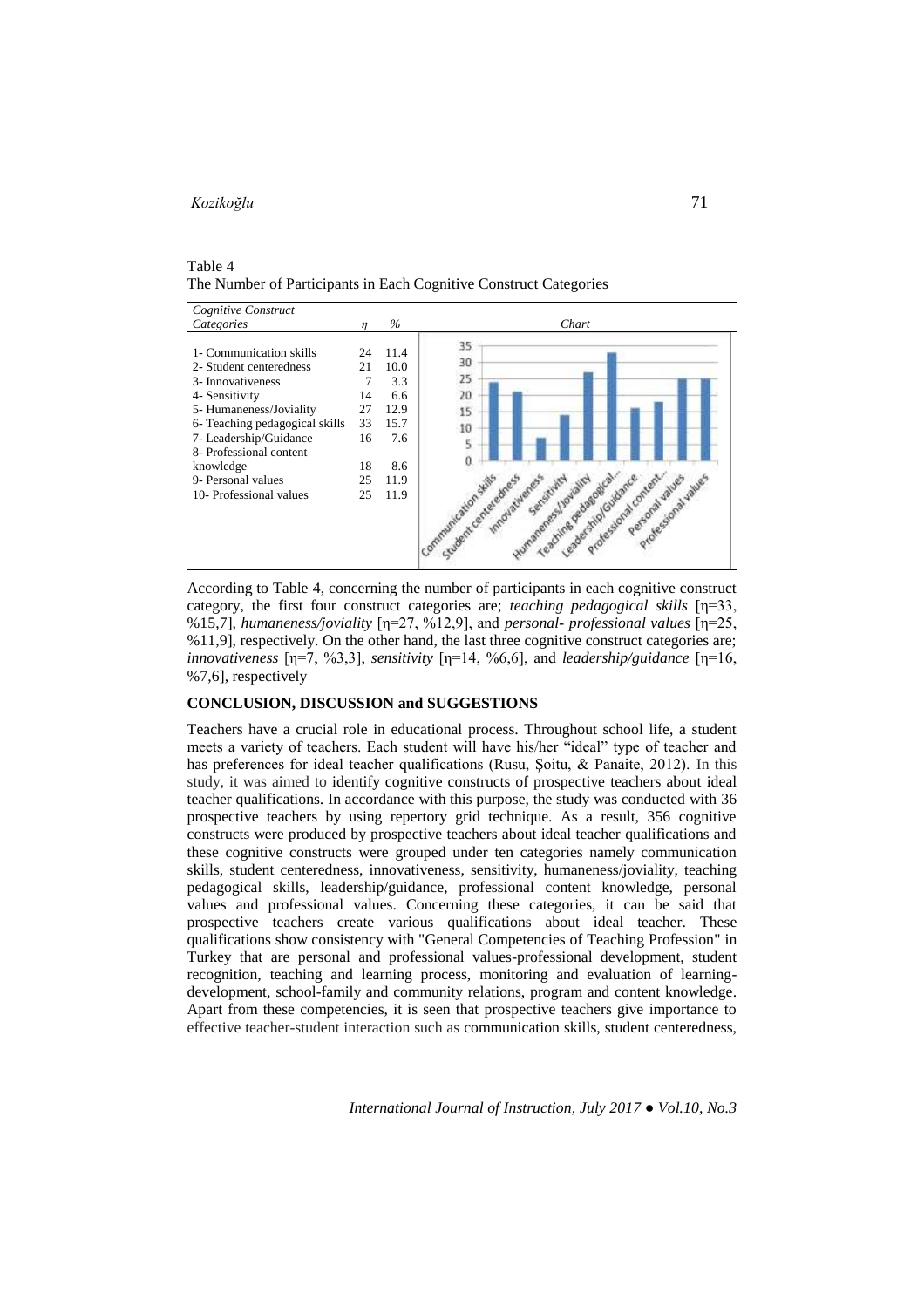Table 4
The Number of Participants in Each Cognitive Construct Categories

| *Cognitive Construct Categories* | *η* | *%* |
|---|---|---|
| 1- Communication skills | 24 | 11.4 |
| 2- Student centeredness | 21 | 10.0 |
| 3- Innovativeness | 7 | 3.3 |
| 4- Sensitivity | 14 | 6.6 |
| 5- Humaneness/Joviality | 27 | 12.9 |
| 6- Teaching pedagogical skills | 33 | 15.7 |
| 7- Leadership/Guidance | 16 | 7.6 |
| 8- Professional content knowledge | 18 | 8.6 |
| 9- Personal values | 25 | 11.9 |
| 10- Professional values | 25 | 11.9 |

According to Table 4, concerning the number of participants in each cognitive construct category, the first four construct categories are; *teaching pedagogical skills* [η=33, %15,7], *humaneness/joviality* [η=27, %12,9], and *personal- professional values* [η=25, %11,9], respectively. On the other hand, the last three cognitive construct categories are; *innovativeness* [η=7, %3,3], *sensitivity* [η=14, %6,6], and *leadership/guidance* [η=16, %7,6], respectively

## CONCLUSION, DISCUSSION and SUGGESTIONS

Teachers have a crucial role in educational process. Throughout school life, a student meets a variety of teachers. Each student will have his/her "ideal" type of teacher and has preferences for ideal teacher qualifications (Rusu, Şoitu, & Panaite, 2012). In this study, it was aimed to identify cognitive constructs of prospective teachers about ideal teacher qualifications. In accordance with this purpose, the study was conducted with 36 prospective teachers by using repertory grid technique. As a result, 356 cognitive constructs were produced by prospective teachers about ideal teacher qualifications and these cognitive constructs were grouped under ten categories namely communication skills, student centeredness, innovativeness, sensitivity, humaneness/joviality, teaching pedagogical skills, leadership/guidance, professional content knowledge, personal values and professional values. Concerning these categories, it can be said that prospective teachers create various qualifications about ideal teacher. These qualifications show consistency with "General Competencies of Teaching Profession" in Turkey that are personal and professional values-professional development, student recognition, teaching and learning process, monitoring and evaluation of learning-development, school-family and community relations, program and content knowledge. Apart from these competencies, it is seen that prospective teachers give importance to effective teacher-student interaction such as communication skills, student centeredness,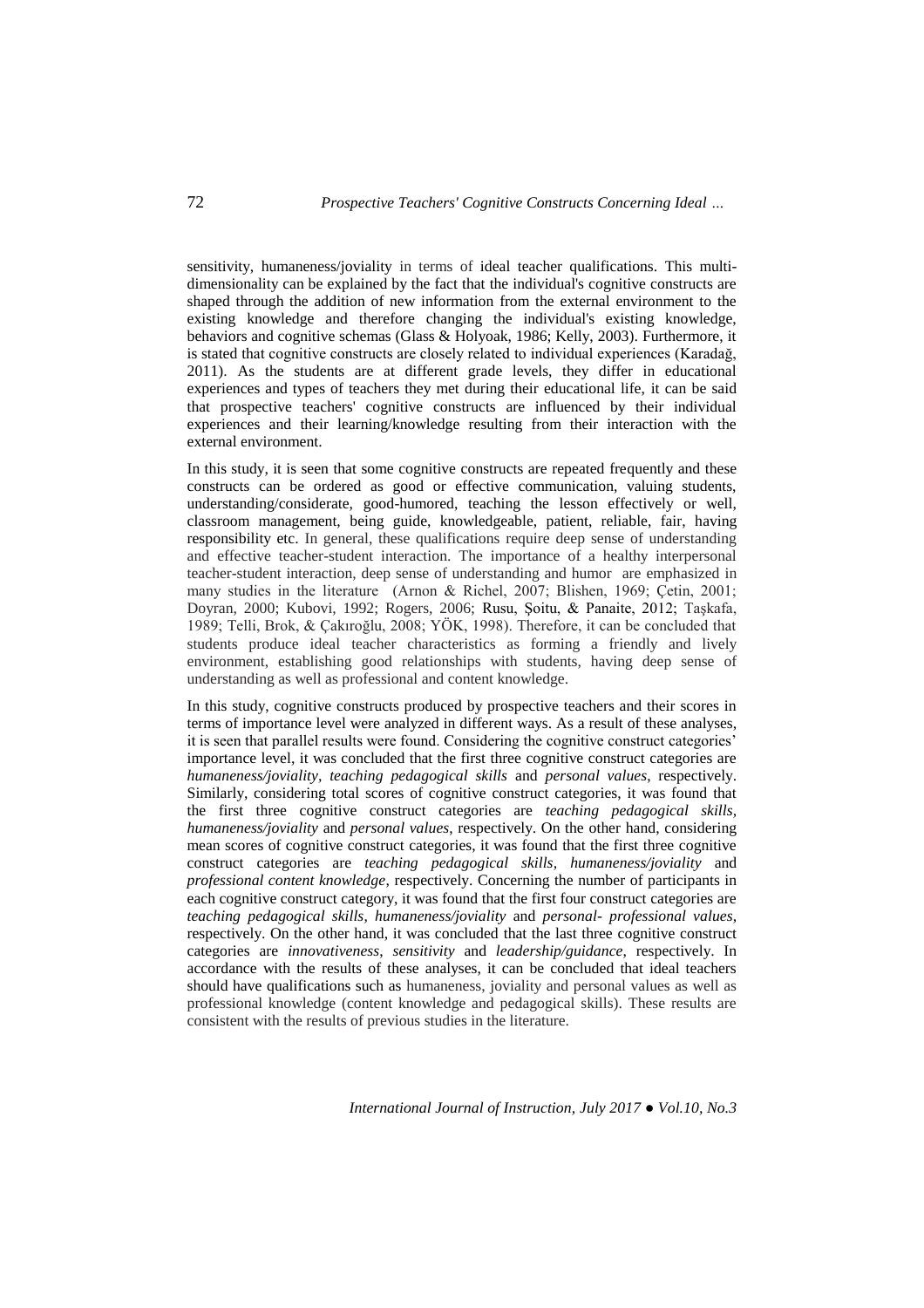sensitivity, humaneness/joviality in terms of ideal teacher qualifications. This multi-dimensionality can be explained by the fact that the individual's cognitive constructs are shaped through the addition of new information from the external environment to the existing knowledge and therefore changing the individual's existing knowledge, behaviors and cognitive schemas (Glass & Holyoak, 1986; Kelly, 2003). Furthermore, it is stated that cognitive constructs are closely related to individual experiences (Karadağ, 2011). As the students are at different grade levels, they differ in educational experiences and types of teachers they met during their educational life, it can be said that prospective teachers' cognitive constructs are influenced by their individual experiences and their learning/knowledge resulting from their interaction with the external environment.

In this study, it is seen that some cognitive constructs are repeated frequently and these constructs can be ordered as good or effective communication, valuing students, understanding/considerate, good-humored, teaching the lesson effectively or well, classroom management, being guide, knowledgeable, patient, reliable, fair, having responsibility etc. In general, these qualifications require deep sense of understanding and effective teacher-student interaction. The importance of a healthy interpersonal teacher-student interaction, deep sense of understanding and humor are emphasized in many studies in the literature (Arnon & Richel, 2007; Blishen, 1969; Çetin, 2001; Doyran, 2000; Kubovi, 1992; Rogers, 2006; Rusu, Şoitu, & Panaite, 2012; Taşkafa, 1989; Telli, Brok, & Çakıroğlu, 2008; YÖK, 1998). Therefore, it can be concluded that students produce ideal teacher characteristics as forming a friendly and lively environment, establishing good relationships with students, having deep sense of understanding as well as professional and content knowledge.

In this study, cognitive constructs produced by prospective teachers and their scores in terms of importance level were analyzed in different ways. As a result of these analyses, it is seen that parallel results were found. Considering the cognitive construct categories' importance level, it was concluded that the first three cognitive construct categories are *humaneness/joviality*, *teaching pedagogical skills* and *personal values*, respectively. Similarly, considering total scores of cognitive construct categories, it was found that the first three cognitive construct categories are *teaching pedagogical skills*, *humaneness/joviality* and *personal values*, respectively. On the other hand, considering mean scores of cognitive construct categories, it was found that the first three cognitive construct categories are *teaching pedagogical skills*, *humaneness/joviality* and *professional content knowledge*, respectively. Concerning the number of participants in each cognitive construct category, it was found that the first four construct categories are *teaching pedagogical skills*, *humaneness/joviality* and *personal- professional values*, respectively. On the other hand, it was concluded that the last three cognitive construct categories are *innovativeness*, *sensitivity* and *leadership/guidance*, respectively. In accordance with the results of these analyses, it can be concluded that ideal teachers should have qualifications such as humaneness, joviality and personal values as well as professional knowledge (content knowledge and pedagogical skills). These results are consistent with the results of previous studies in the literature.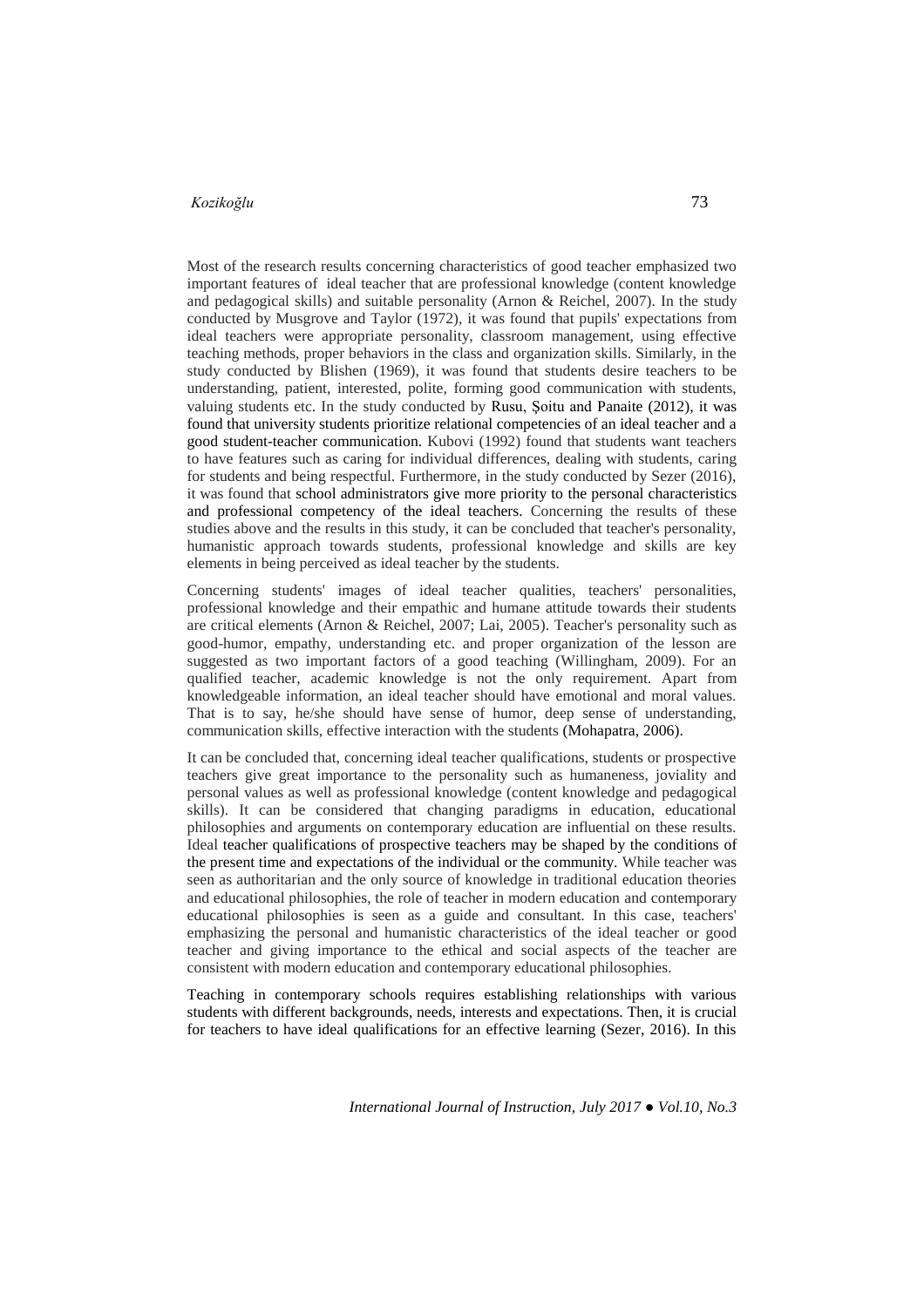Most of the research results concerning characteristics of good teacher emphasized two important features of ideal teacher that are professional knowledge (content knowledge and pedagogical skills) and suitable personality (Arnon & Reichel, 2007). In the study conducted by Musgrove and Taylor (1972), it was found that pupils' expectations from ideal teachers were appropriate personality, classroom management, using effective teaching methods, proper behaviors in the class and organization skills. Similarly, in the study conducted by Blishen (1969), it was found that students desire teachers to be understanding, patient, interested, polite, forming good communication with students, valuing students etc. In the study conducted by Rusu, Şoitu and Panaite (2012), it was found that university students prioritize relational competencies of an ideal teacher and a good student-teacher communication. Kubovi (1992) found that students want teachers to have features such as caring for individual differences, dealing with students, caring for students and being respectful. Furthermore, in the study conducted by Sezer (2016), it was found that school administrators give more priority to the personal characteristics and professional competency of the ideal teachers. Concerning the results of these studies above and the results in this study, it can be concluded that teacher's personality, humanistic approach towards students, professional knowledge and skills are key elements in being perceived as ideal teacher by the students.

Concerning students' images of ideal teacher qualities, teachers' personalities, professional knowledge and their empathic and humane attitude towards their students are critical elements (Arnon & Reichel, 2007; Lai, 2005). Teacher's personality such as good-humor, empathy, understanding etc. and proper organization of the lesson are suggested as two important factors of a good teaching (Willingham, 2009). For an qualified teacher, academic knowledge is not the only requirement. Apart from knowledgeable information, an ideal teacher should have emotional and moral values. That is to say, he/she should have sense of humor, deep sense of understanding, communication skills, effective interaction with the students (Mohapatra, 2006).

It can be concluded that, concerning ideal teacher qualifications, students or prospective teachers give great importance to the personality such as humaneness, joviality and personal values as well as professional knowledge (content knowledge and pedagogical skills). It can be considered that changing paradigms in education, educational philosophies and arguments on contemporary education are influential on these results. Ideal teacher qualifications of prospective teachers may be shaped by the conditions of the present time and expectations of the individual or the community. While teacher was seen as authoritarian and the only source of knowledge in traditional education theories and educational philosophies, the role of teacher in modern education and contemporary educational philosophies is seen as a guide and consultant. In this case, teachers' emphasizing the personal and humanistic characteristics of the ideal teacher or good teacher and giving importance to the ethical and social aspects of the teacher are consistent with modern education and contemporary educational philosophies.

Teaching in contemporary schools requires establishing relationships with various students with different backgrounds, needs, interests and expectations. Then, it is crucial for teachers to have ideal qualifications for an effective learning (Sezer, 2016). In this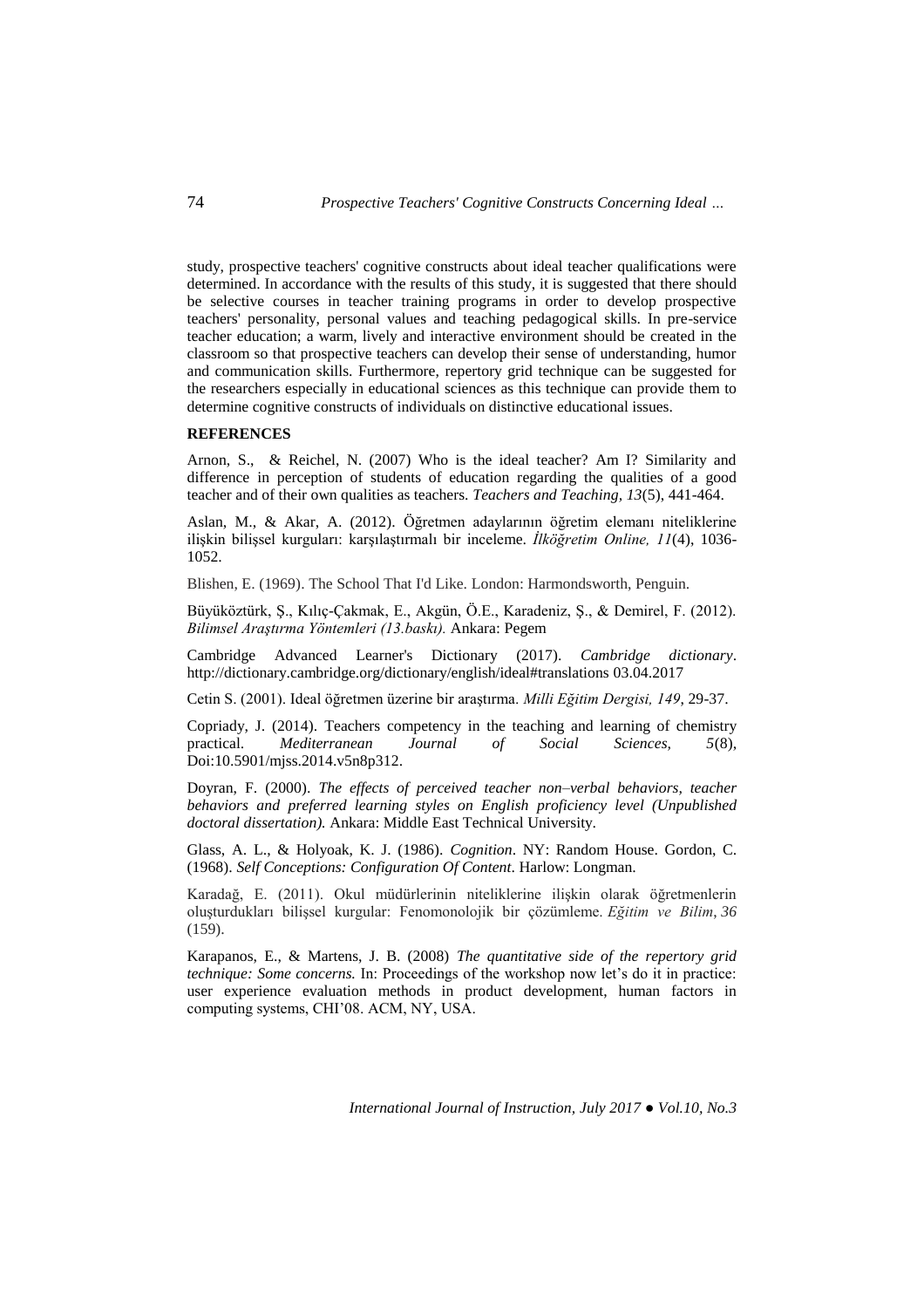study, prospective teachers' cognitive constructs about ideal teacher qualifications were determined. In accordance with the results of this study, it is suggested that there should be selective courses in teacher training programs in order to develop prospective teachers' personality, personal values and teaching pedagogical skills. In pre-service teacher education; a warm, lively and interactive environment should be created in the classroom so that prospective teachers can develop their sense of understanding, humor and communication skills. Furthermore, repertory grid technique can be suggested for the researchers especially in educational sciences as this technique can provide them to determine cognitive constructs of individuals on distinctive educational issues.

## REFERENCES

Arnon, S., & Reichel, N. (2007) Who is the ideal teacher? Am I? Similarity and difference in perception of students of education regarding the qualities of a good teacher and of their own qualities as teachers. *Teachers and Teaching, 13*(5), 441-464.

Aslan, M., & Akar, A. (2012). Öğretmen adaylarının öğretim elemanı niteliklerine ilişkin bilişsel kurguları: karşılaştırmalı bir inceleme. *İlköğretim Online, 11*(4), 1036-1052.

Blishen, E. (1969). The School That I'd Like. London: Harmondsworth, Penguin.

Büyüköztürk, Ş., Kılıç-Çakmak, E., Akgün, Ö.E., Karadeniz, Ş., & Demirel, F. (2012). *Bilimsel Araştırma Yöntemleri (13.baskı).* Ankara: Pegem

Cambridge Advanced Learner's Dictionary (2017). *Cambridge dictionary*. http://dictionary.cambridge.org/dictionary/english/ideal#translations 03.04.2017

Cetin S. (2001). Ideal öğretmen üzerine bir araştırma. *Milli Eğitim Dergisi, 149*, 29-37.

Copriady, J. (2014). Teachers competency in the teaching and learning of chemistry practical. *Mediterranean Journal of Social Sciences, 5*(8), Doi:10.5901/mjss.2014.v5n8p312.

Doyran, F. (2000). *The effects of perceived teacher non–verbal behaviors, teacher behaviors and preferred learning styles on English proficiency level (Unpublished doctoral dissertation).* Ankara: Middle East Technical University.

Glass, A. L., & Holyoak, K. J. (1986). *Cognition*. NY: Random House. Gordon, C. (1968). *Self Conceptions: Configuration Of Content*. Harlow: Longman.

Karadağ, E. (2011). Okul müdürlerinin niteliklerine ilişkin olarak öğretmenlerin oluşturdukları bilişsel kurgular: Fenomonolojik bir çözümleme. *Eğitim ve Bilim*, *36* (159).

Karapanos, E., & Martens, J. B. (2008) *The quantitative side of the repertory grid technique: Some concerns.* In: Proceedings of the workshop now let's do it in practice: user experience evaluation methods in product development, human factors in computing systems, CHI'08. ACM, NY, USA.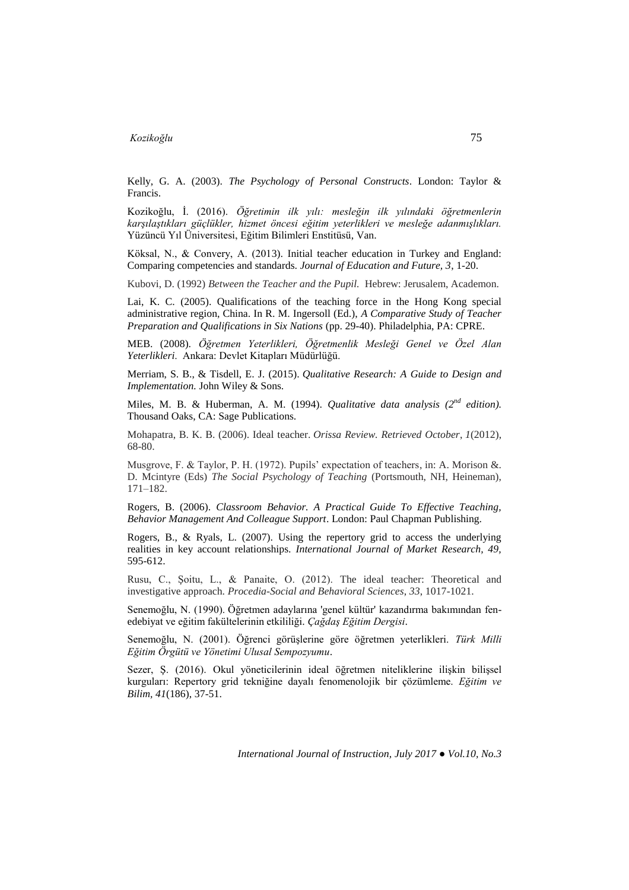Kelly, G. A. (2003). *The Psychology of Personal Constructs*. London: Taylor & Francis.

Kozikoğlu, İ. (2016). *Öğretimin ilk yılı: mesleğin ilk yılındaki öğretmenlerin karşılaştıkları güçlükler, hizmet öncesi eğitim yeterlikleri ve mesleğe adanmışlıkları.* Yüzüncü Yıl Üniversitesi, Eğitim Bilimleri Enstitüsü, Van.

Köksal, N., & Convery, A. (2013). Initial teacher education in Turkey and England: Comparing competencies and standards. *Journal of Education and Future, 3*, 1-20.

Kubovi, D. (1992) *Between the Teacher and the Pupil.* Hebrew: Jerusalem, Academon.

Lai, K. C. (2005). Qualifications of the teaching force in the Hong Kong special administrative region, China. In R. M. Ingersoll (Ed.), *A Comparative Study of Teacher Preparation and Qualifications in Six Nations* (pp. 29-40). Philadelphia, PA: CPRE.

MEB. (2008). *Öğretmen Yeterlikleri, Öğretmenlik Mesleği Genel ve Özel Alan Yeterlikleri*. Ankara: Devlet Kitapları Müdürlüğü.

Merriam, S. B., & Tisdell, E. J. (2015). *Qualitative Research: A Guide to Design and Implementation.* John Wiley & Sons.

Miles, M. B. & Huberman, A. M. (1994). *Qualitative data analysis (2nd edition).* Thousand Oaks, CA: Sage Publications.

Mohapatra, B. K. B. (2006). Ideal teacher. *Orissa Review. Retrieved October*, *1*(2012), 68-80.

Musgrove, F. & Taylor, P. H. (1972). Pupils' expectation of teachers, in: A. Morison &. D. Mcintyre (Eds) *The Social Psychology of Teaching* (Portsmouth, NH, Heineman), 171–182.

Rogers, B. (2006). *Classroom Behavior. A Practical Guide To Effective Teaching, Behavior Management And Colleague Support*. London: Paul Chapman Publishing.

Rogers, B., & Ryals, L. (2007). Using the repertory grid to access the underlying realities in key account relationships. *International Journal of Market Research, 49,* 595-612.

Rusu, C., Şoitu, L., & Panaite, O. (2012). The ideal teacher: Theoretical and investigative approach. *Procedia-Social and Behavioral Sciences*, *33*, 1017-1021.

Senemoğlu, N. (1990). Öğretmen adaylarına 'genel kültür' kazandırma bakımından fen-edebiyat ve eğitim fakültelerinin etkililiği. *Çağdaş Eğitim Dergisi*.

Senemoğlu, N. (2001). Öğrenci görüşlerine göre öğretmen yeterlikleri. *Türk Milli Eğitim Örgütü ve Yönetimi Ulusal Sempozyumu*.

Sezer, Ş. (2016). Okul yöneticilerinin ideal öğretmen niteliklerine ilişkin bilişsel kurguları: Repertory grid tekniğine dayalı fenomenolojik bir çözümleme. *Eğitim ve Bilim*, *41*(186), 37-51.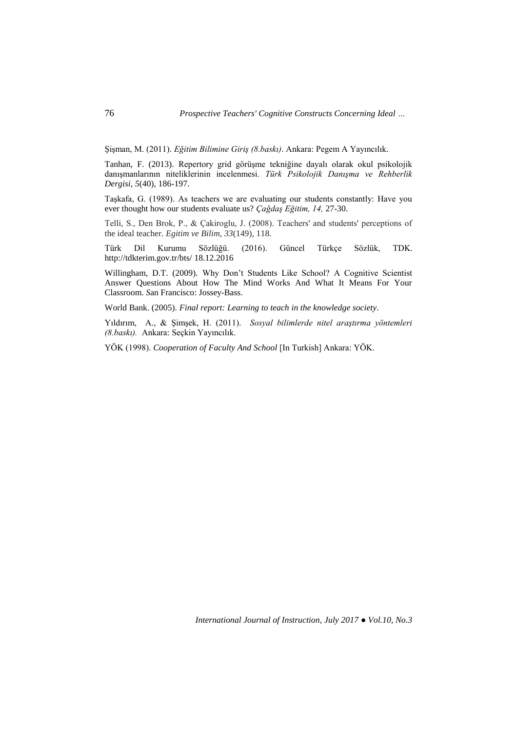Şişman, M. (2011). *Eğitim Bilimine Giriş (8.baskı)*. Ankara: Pegem A Yayıncılık.

Tanhan, F. (2013). Repertory grid görüşme tekniğine dayalı olarak okul psikolojik danışmanlarının niteliklerinin incelenmesi. *Türk Psikolojik Danışma ve Rehberlik Dergisi*, *5*(40), 186-197.

Taşkafa, G. (1989). As teachers we are evaluating our students constantly: Have you ever thought how our students evaluate us? *Çağdaş Eğitim, 14,* 27-30.

Telli, S., Den Brok, P., & Çakiroglu, J. (2008). Teachers' and students' perceptions of the ideal teacher. *Egitim ve Bilim*, *33*(149), 118.

Türk Dil Kurumu Sözlüğü. (2016). Güncel Türkçe Sözlük, TDK. http://tdkterim.gov.tr/bts/ 18.12.2016

Willingham, D.T. (2009). Why Don't Students Like School? A Cognitive Scientist Answer Questions About How The Mind Works And What It Means For Your Classroom. San Francisco: Jossey-Bass.

World Bank. (2005). *Final report: Learning to teach in the knowledge society*.

Yıldırım, A., & Şimşek, H. (2011). *Sosyal bilimlerde nitel araştırma yöntemleri (8.baskı).* Ankara: Seçkin Yayıncılık.

YÖK (1998). *Cooperation of Faculty And School* [In Turkish] Ankara: YÖK.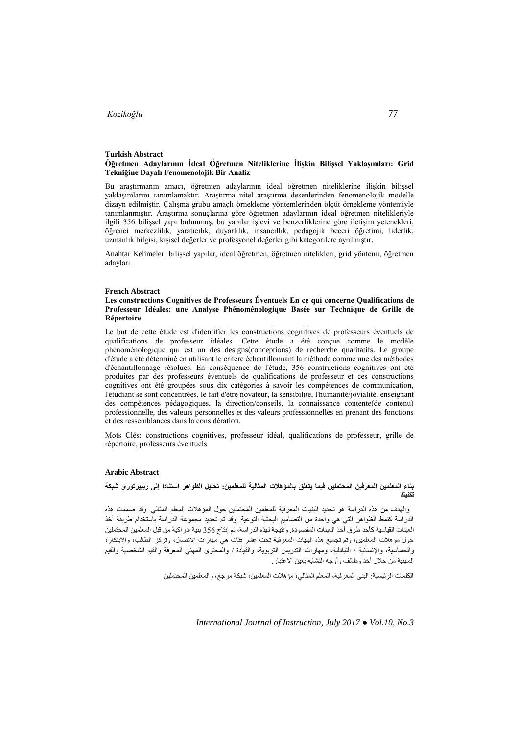**Turkish Abstract**

**Öğretmen Adaylarının İdeal Öğretmen Niteliklerine İlişkin Bilişsel Yaklaşımları: Grid Tekniğine Dayalı Fenomenolojik Bir Analiz**

Bu araştırmanın amacı, öğretmen adaylarının ideal öğretmen niteliklerine ilişkin bilişsel yaklaşımlarını tanımlamaktır. Araştırma nitel araştırma desenlerinden fenomenolojik modelle dizayn edilmiştir. Çalışma grubu amaçlı örnekleme yöntemlerinden ölçüt örnekleme yöntemiyle tanımlanmıştır. Araştırma sonuçlarına göre öğretmen adaylarının ideal öğretmen nitelikleriyle ilgili 356 bilişsel yapı bulunmuş, bu yapılar işlevi ve benzerliklerine göre iletişim yetenekleri, öğrenci merkezlilik, yaratıcılık, duyarlılık, insancıllık, pedagojik beceri öğretimi, liderlik, uzmanlık bilgisi, kişisel değerler ve profesyonel değerler gibi kategorilere ayrılmıştır.

Anahtar Kelimeler: bilişsel yapılar, ideal öğretmen, öğretmen nitelikleri, grid yöntemi, öğretmen adayları

**French Abstract**

**Les constructions Cognitives de Professeurs Éventuels En ce qui concerne Qualifications de Professeur Idéales: une Analyse Phénoménologique Basée sur Technique de Grille de Répertoire**

Le but de cette étude est d'identifier les constructions cognitives de professeurs éventuels de qualifications de professeur idéales. Cette étude a été conçue comme le modèle phénoménologique qui est un des designs(conceptions) de recherche qualitatifs. Le groupe d'étude a été déterminé en utilisant le critère échantillonnant la méthode comme une des méthodes d'échantillonnage résolues. En conséquence de l'étude, 356 constructions cognitives ont été produites par des professeurs éventuels de qualifications de professeur et ces constructions cognitives ont été groupées sous dix catégories à savoir les compétences de communication, l'étudiant se sont concentrées, le fait d'être novateur, la sensibilité, l'humanité/jovialité, enseignant des compétences pédagogiques, la direction/conseils, la connaissance contente(de contenu) professionnelle, des valeurs personnelles et des valeurs professionnelles en prenant des fonctions et des ressemblances dans la considération.

Mots Clés: constructions cognitives, professeur idéal, qualifications de professeur, grille de répertoire, professeurs éventuels

**Arabic Abstract**

**بناء المعلمين المعرفين المحتملين فيما يتعلق بالمؤهلات المثالية للمعلمين: تحليل الظواهر استنادا إلى ريبيرتوري شبكة تكنيك**

والهدف من هذه الدراسة هو تحديد البنيات المعرفية للمعلمين المحتملين حول المؤهلات المعلم المثالي. وقد صممت هذه الدراسة كنمط الظواهر التي هي واحدة من التصاميم البحثية النوعية. وقد تم تحديد مجموعة الدراسة باستخدام طريقة أخذ العينات القياسية كأحد طرق أخذ العينات المقصودة. ونتيجة لهذه الدراسة، تم إنتاج 356 بنية إدراكية من قبل المعلمين المحتملين حول مؤهلات المعلمين، وتم تجميع هذه البنيات المعرفية تحت عشر فئات هي مهارات الاتصال، وتركز الطالب، والابتكار، والحساسية، والإنسانية / التبادلية، ومهارات التدريس التربوية، والقيادة / والمحتوى المهني المعرفة والقيم الشخصية والقيم المهنية من خلال أخذ وظائف وأوجه التشابه بعين الاعتبار.

الكلمات الرئيسية: البنى المعرفية، المعلم المثالي، مؤهلات المعلمين، شبكة مرجع، والمعلمين المحتملين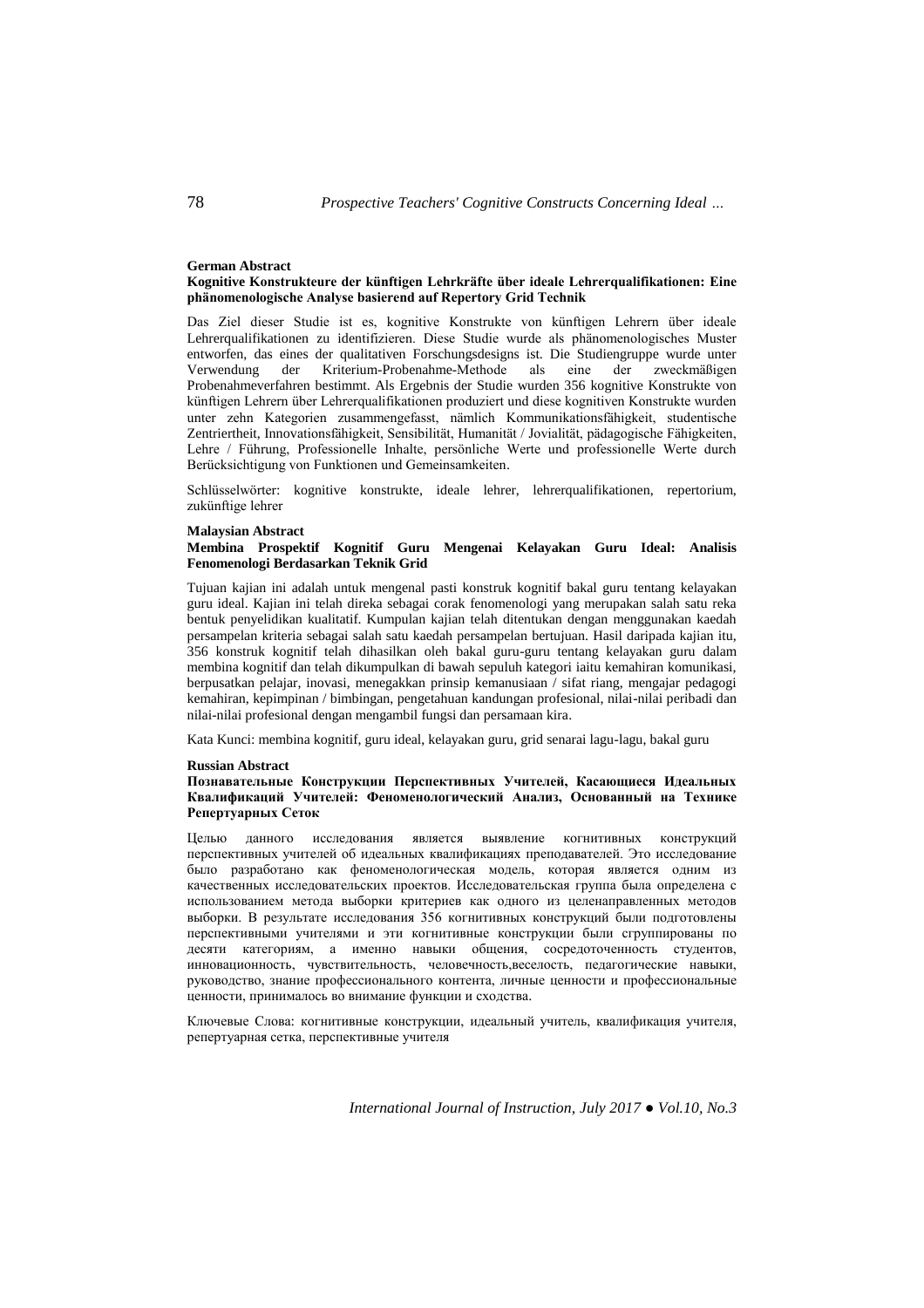**German Abstract**

**Kognitive Konstrukteure der künftigen Lehrkräfte über ideale Lehrerqualifikationen: Eine phänomenologische Analyse basierend auf Repertory Grid Technik**

Das Ziel dieser Studie ist es, kognitive Konstrukte von künftigen Lehrern über ideale Lehrerqualifikationen zu identifizieren. Diese Studie wurde als phänomenologisches Muster entworfen, das eines der qualitativen Forschungsdesigns ist. Die Studiengruppe wurde unter Verwendung der Kriterium-Probenahme-Methode als eine der zweckmäßigen Probenahmeverfahren bestimmt. Als Ergebnis der Studie wurden 356 kognitive Konstrukte von künftigen Lehrern über Lehrerqualifikationen produziert und diese kognitiven Konstrukte wurden unter zehn Kategorien zusammengefasst, nämlich Kommunikationsfähigkeit, studentische Zentriertheit, Innovationsfähigkeit, Sensibilität, Humanität / Jovialität, pädagogische Fähigkeiten, Lehre / Führung, Professionelle Inhalte, persönliche Werte und professionelle Werte durch Berücksichtigung von Funktionen und Gemeinsamkeiten.

Schlüsselwörter: kognitive konstrukte, ideale lehrer, lehrerqualifikationen, repertorium, zukünftige lehrer

**Malaysian Abstract**

**Membina Prospektif Kognitif Guru Mengenai Kelayakan Guru Ideal: Analisis Fenomenologi Berdasarkan Teknik Grid**

Tujuan kajian ini adalah untuk mengenal pasti konstruk kognitif bakal guru tentang kelayakan guru ideal. Kajian ini telah direka sebagai corak fenomenologi yang merupakan salah satu reka bentuk penyelidikan kualitatif. Kumpulan kajian telah ditentukan dengan menggunakan kaedah persampelan kriteria sebagai salah satu kaedah persampelan bertujuan. Hasil daripada kajian itu, 356 konstruk kognitif telah dihasilkan oleh bakal guru-guru tentang kelayakan guru dalam membina kognitif dan telah dikumpulkan di bawah sepuluh kategori iaitu kemahiran komunikasi, berpusatkan pelajar, inovasi, menegakkan prinsip kemanusiaan / sifat riang, mengajar pedagogi kemahiran, kepimpinan / bimbingan, pengetahuan kandungan profesional, nilai-nilai peribadi dan nilai-nilai profesional dengan mengambil fungsi dan persamaan kira.

Kata Kunci: membina kognitif, guru ideal, kelayakan guru, grid senarai lagu-lagu, bakal guru

**Russian Abstract**

**Познавательные Конструкции Перспективных Учителей, Касающиеся Идеальных Квалификаций Учителей: Феноменологический Анализ, Основанный на Технике Репертуарных Сеток**

Целью данного исследования является выявление когнитивных конструкций перспективных учителей об идеальных квалификациях преподавателей. Это исследование было разработано как феноменологическая модель, которая является одним из качественных исследовательских проектов. Исследовательская группа была определена с использованием метода выборки критериев как одного из целенаправленных методов выборки. В результате исследования 356 когнитивных конструкций были подготовлены перспективными учителями и эти когнитивные конструкции были сгруппированы по десяти категориям, а именно навыки общения, сосредоточенность студентов, инновационность, чувствительность, человечность,веселость, педагогические навыки, руководство, знание профессионального контента, личные ценности и профессиональные ценности, принималось во внимание функции и сходства.

Ключевые Слова: когнитивные конструкции, идеальный учитель, квалификация учителя, репертуарная сетка, перспективные учителя